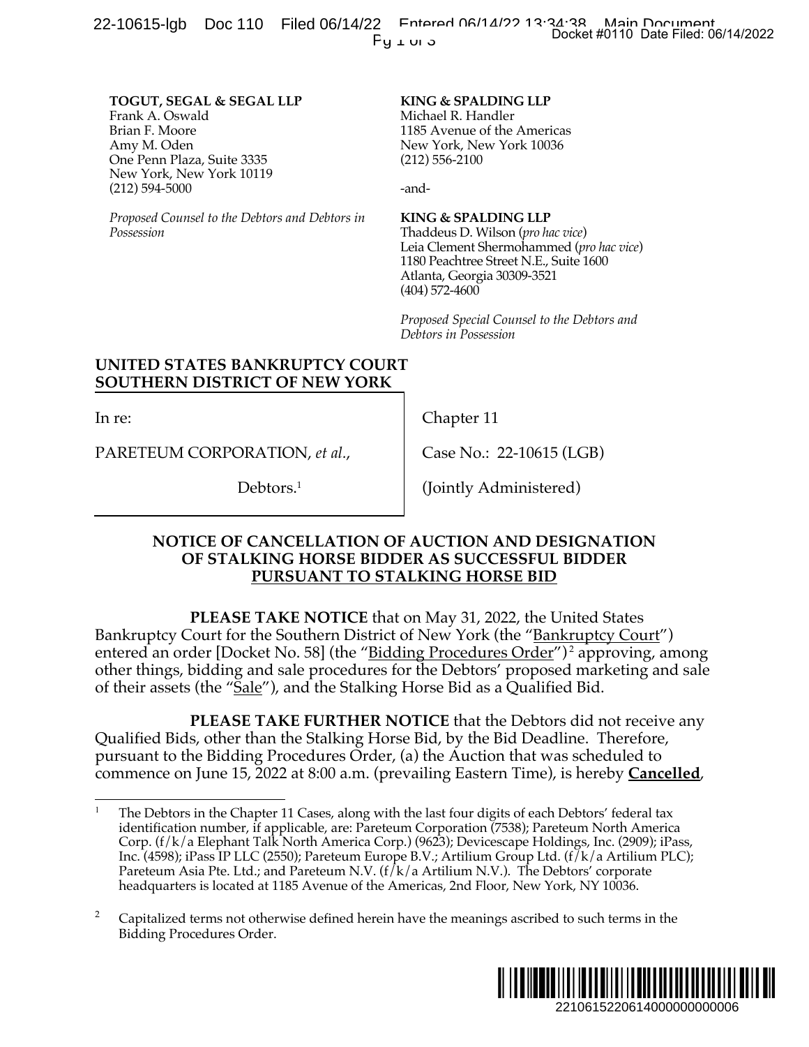**TOGUT, SEGAL & SEGAL LLP**
Frank A. Oswald
Brian F. Moore
Amy M. Oden
One Penn Plaza, Suite 3335
New York, New York 10119
(212) 594-5000

*Proposed Counsel to the Debtors and Debtors in Possession*

**KING & SPALDING LLP**
Michael R. Handler
1185 Avenue of the Americas
New York, New York 10036
(212) 556-2100

-and-

**KING & SPALDING LLP**
Thaddeus D. Wilson (*pro hac vice*)
Leia Clement Shermohammed (*pro hac vice*)
1180 Peachtree Street N.E., Suite 1600
Atlanta, Georgia 30309-3521
(404) 572-4600

*Proposed Special Counsel to the Debtors and Debtors in Possession*

**UNITED STATES BANKRUPTCY COURT**
**SOUTHERN DISTRICT OF NEW YORK**

| | |
|---|---|
| In re: | Chapter 11 |
| PARETEUM CORPORATION, *et al.*, | Case No.: 22-10615 (LGB) |
| Debtors.[1] | (Jointly Administered) |

**NOTICE OF CANCELLATION OF AUCTION AND DESIGNATION OF STALKING HORSE BIDDER AS SUCCESSFUL BIDDER PURSUANT TO STALKING HORSE BID**

**PLEASE TAKE NOTICE** that on May 31, 2022, the United States Bankruptcy Court for the Southern District of New York (the "Bankruptcy Court") entered an order [Docket No. 58] (the "Bidding Procedures Order")[2] approving, among other things, bidding and sale procedures for the Debtors' proposed marketing and sale of their assets (the "Sale"), and the Stalking Horse Bid as a Qualified Bid.

**PLEASE TAKE FURTHER NOTICE** that the Debtors did not receive any Qualified Bids, other than the Stalking Horse Bid, by the Bid Deadline. Therefore, pursuant to the Bidding Procedures Order, (a) the Auction that was scheduled to commence on June 15, 2022 at 8:00 a.m. (prevailing Eastern Time), is hereby **Cancelled**,

---

[1] The Debtors in the Chapter 11 Cases, along with the last four digits of each Debtors' federal tax identification number, if applicable, are: Pareteum Corporation (7538); Pareteum North America Corp. (f/k/a Elephant Talk North America Corp.) (9623); Devicescape Holdings, Inc. (2909); iPass, Inc. (4598); iPass IP LLC (2550); Pareteum Europe B.V.; Artilium Group Ltd. (f/k/a Artilium PLC); Pareteum Asia Pte. Ltd.; and Pareteum N.V. (f/k/a Artilium N.V.). The Debtors' corporate headquarters is located at 1185 Avenue of the Americas, 2nd Floor, New York, NY 10036.

[2] Capitalized terms not otherwise defined herein have the meanings ascribed to such terms in the Bidding Procedures Order.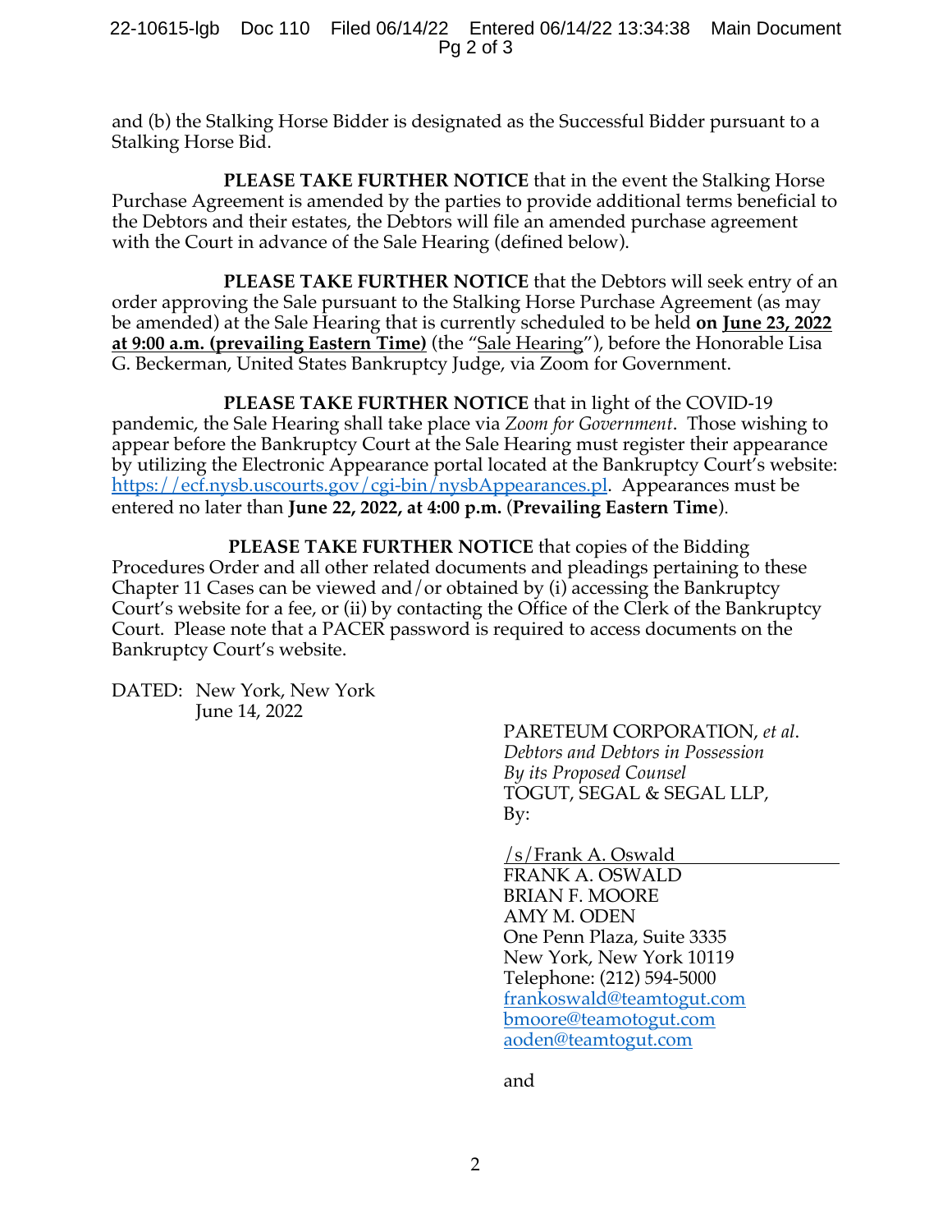and (b) the Stalking Horse Bidder is designated as the Successful Bidder pursuant to a Stalking Horse Bid.

**PLEASE TAKE FURTHER NOTICE** that in the event the Stalking Horse Purchase Agreement is amended by the parties to provide additional terms beneficial to the Debtors and their estates, the Debtors will file an amended purchase agreement with the Court in advance of the Sale Hearing (defined below).

**PLEASE TAKE FURTHER NOTICE** that the Debtors will seek entry of an order approving the Sale pursuant to the Stalking Horse Purchase Agreement (as may be amended) at the Sale Hearing that is currently scheduled to be held **on June 23, 2022 at 9:00 a.m. (prevailing Eastern Time)** (the "Sale Hearing"), before the Honorable Lisa G. Beckerman, United States Bankruptcy Judge, via Zoom for Government.

**PLEASE TAKE FURTHER NOTICE** that in light of the COVID-19 pandemic, the Sale Hearing shall take place via *Zoom for Government*. Those wishing to appear before the Bankruptcy Court at the Sale Hearing must register their appearance by utilizing the Electronic Appearance portal located at the Bankruptcy Court's website: https://ecf.nysb.uscourts.gov/cgi-bin/nysbAppearances.pl. Appearances must be entered no later than **June 22, 2022, at 4:00 p.m.** (**Prevailing Eastern Time**).

**PLEASE TAKE FURTHER NOTICE** that copies of the Bidding Procedures Order and all other related documents and pleadings pertaining to these Chapter 11 Cases can be viewed and/or obtained by (i) accessing the Bankruptcy Court's website for a fee, or (ii) by contacting the Office of the Clerk of the Bankruptcy Court. Please note that a PACER password is required to access documents on the Bankruptcy Court's website.

DATED: New York, New York
June 14, 2022

PARETEUM CORPORATION, *et al*.
*Debtors and Debtors in Possession*
*By its Proposed Counsel*
TOGUT, SEGAL & SEGAL LLP,
By:

/s/Frank A. Oswald
FRANK A. OSWALD
BRIAN F. MOORE
AMY M. ODEN
One Penn Plaza, Suite 3335
New York, New York 10119
Telephone: (212) 594-5000
frankoswald@teamtogut.com
bmoore@teamotogut.com
aoden@teamtogut.com

and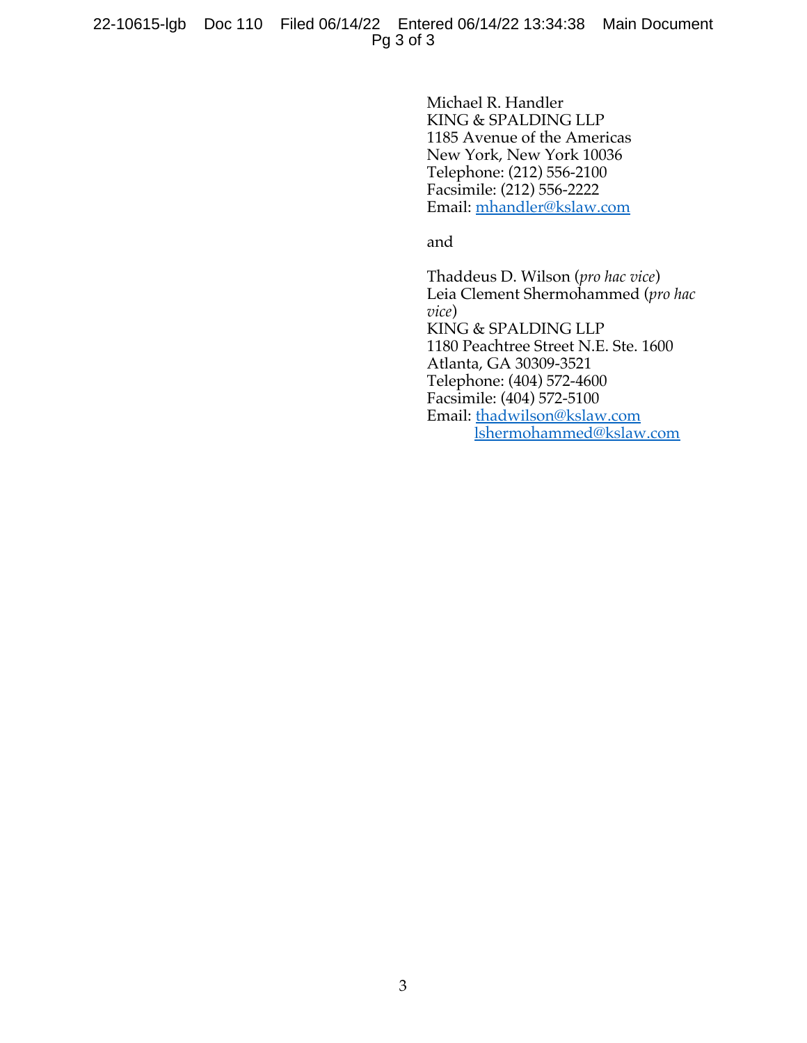Michael R. Handler
KING & SPALDING LLP
1185 Avenue of the Americas
New York, New York 10036
Telephone: (212) 556-2100
Facsimile: (212) 556-2222
Email: mhandler@kslaw.com

and

Thaddeus D. Wilson (*pro hac vice*)
Leia Clement Shermohammed (*pro hac vice*)
KING & SPALDING LLP
1180 Peachtree Street N.E. Ste. 1600
Atlanta, GA 30309-3521
Telephone: (404) 572-4600
Facsimile: (404) 572-5100
Email: thadwilson@kslaw.com
lshermohammed@kslaw.com